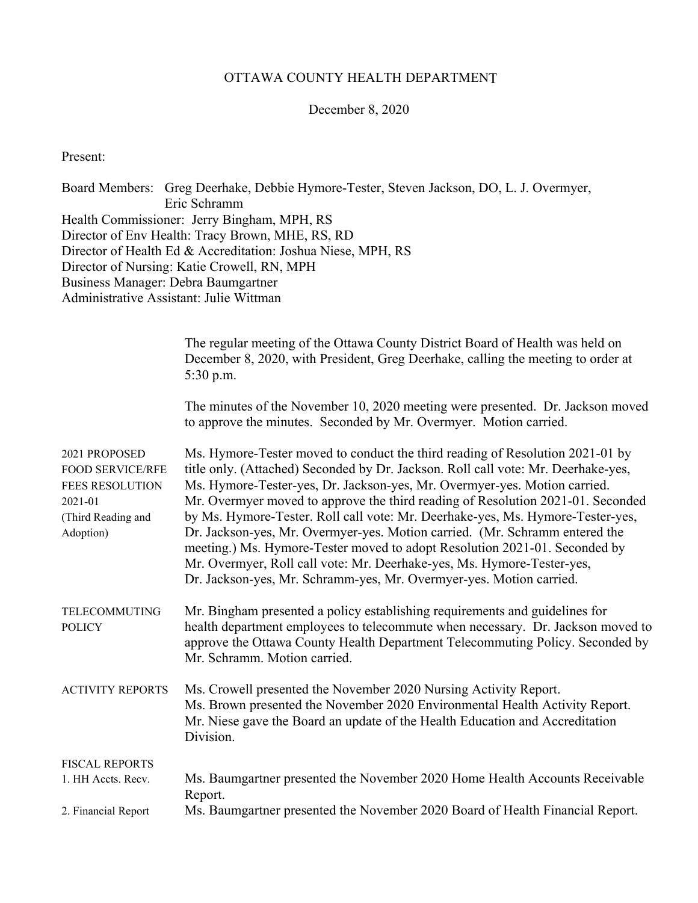# OTTAWA COUNTY HEALTH DEPARTMENT

December 8, 2020

Present:

Board Members: Greg Deerhake, Debbie Hymore-Tester, Steven Jackson, DO, L. J. Overmyer, Eric Schramm
Health Commissioner: Jerry Bingham, MPH, RS
Director of Env Health: Tracy Brown, MHE, RS, RD
Director of Health Ed & Accreditation: Joshua Niese, MPH, RS
Director of Nursing: Katie Crowell, RN, MPH
Business Manager: Debra Baumgartner
Administrative Assistant: Julie Wittman

The regular meeting of the Ottawa County District Board of Health was held on December 8, 2020, with President, Greg Deerhake, calling the meeting to order at 5:30 p.m.

The minutes of the November 10, 2020 meeting were presented. Dr. Jackson moved to approve the minutes. Seconded by Mr. Overmyer. Motion carried.

**2021 PROPOSED FOOD SERVICE/RFE FEES RESOLUTION 2021-01 (Third Reading and Adoption)**

Ms. Hymore-Tester moved to conduct the third reading of Resolution 2021-01 by title only. (Attached) Seconded by Dr. Jackson. Roll call vote: Mr. Deerhake-yes, Ms. Hymore-Tester-yes, Dr. Jackson-yes, Mr. Overmyer-yes. Motion carried. Mr. Overmyer moved to approve the third reading of Resolution 2021-01. Seconded by Ms. Hymore-Tester. Roll call vote: Mr. Deerhake-yes, Ms. Hymore-Tester-yes, Dr. Jackson-yes, Mr. Overmyer-yes. Motion carried. (Mr. Schramm entered the meeting.) Ms. Hymore-Tester moved to adopt Resolution 2021-01. Seconded by Mr. Overmyer, Roll call vote: Mr. Deerhake-yes, Ms. Hymore-Tester-yes, Dr. Jackson-yes, Mr. Schramm-yes, Mr. Overmyer-yes. Motion carried.

**TELECOMMUTING POLICY**

Mr. Bingham presented a policy establishing requirements and guidelines for health department employees to telecommute when necessary. Dr. Jackson moved to approve the Ottawa County Health Department Telecommuting Policy. Seconded by Mr. Schramm. Motion carried.

**ACTIVITY REPORTS**

Ms. Crowell presented the November 2020 Nursing Activity Report.
Ms. Brown presented the November 2020 Environmental Health Activity Report.
Mr. Niese gave the Board an update of the Health Education and Accreditation Division.

**FISCAL REPORTS**

1. HH Accts. Recv. — Ms. Baumgartner presented the November 2020 Home Health Accounts Receivable Report.
2. Financial Report — Ms. Baumgartner presented the November 2020 Board of Health Financial Report.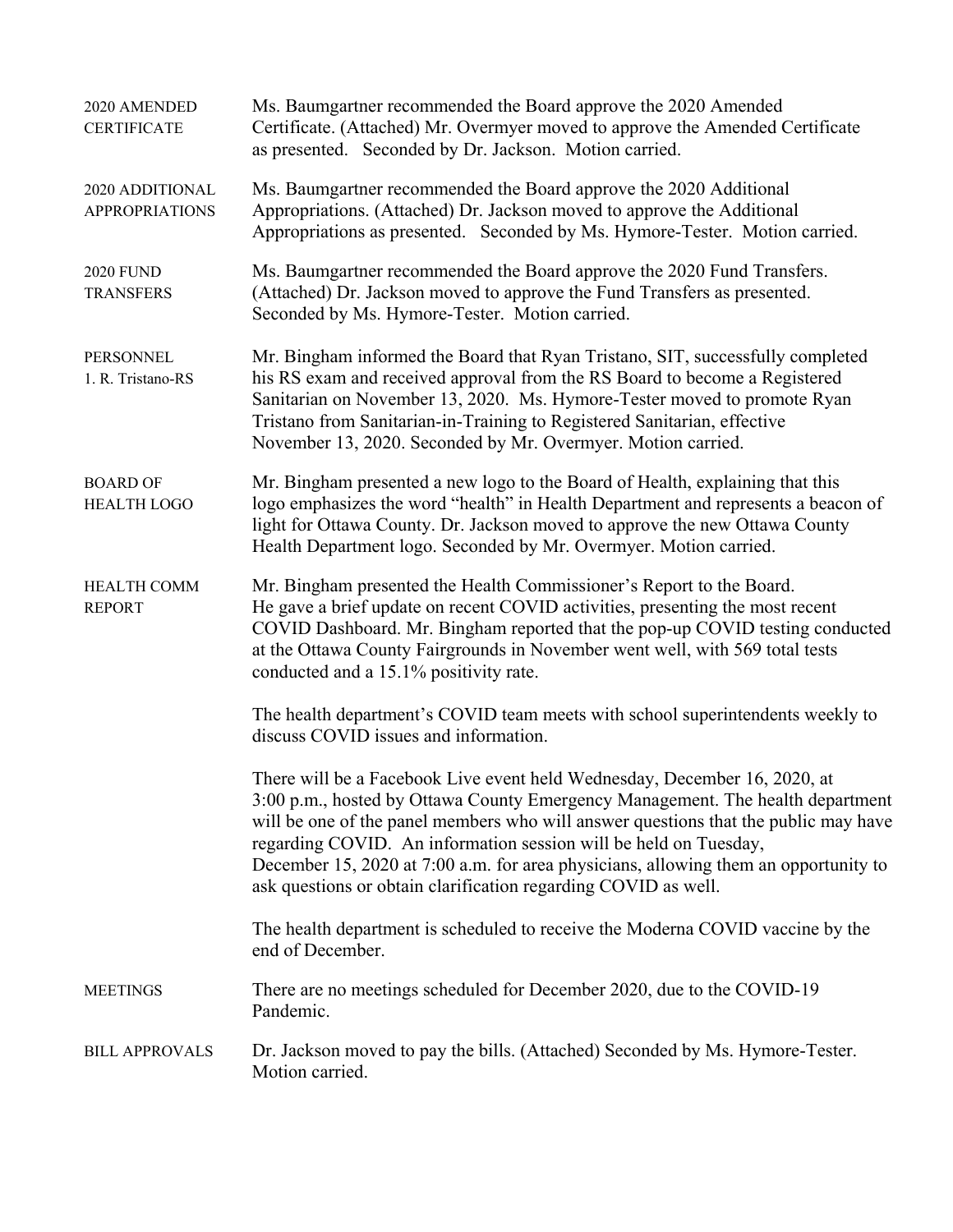**2020 AMENDED CERTIFICATE**

Ms. Baumgartner recommended the Board approve the 2020 Amended Certificate. (Attached) Mr. Overmyer moved to approve the Amended Certificate as presented. Seconded by Dr. Jackson. Motion carried.

**2020 ADDITIONAL APPROPRIATIONS**

Ms. Baumgartner recommended the Board approve the 2020 Additional Appropriations. (Attached) Dr. Jackson moved to approve the Additional Appropriations as presented. Seconded by Ms. Hymore-Tester. Motion carried.

**2020 FUND TRANSFERS**

Ms. Baumgartner recommended the Board approve the 2020 Fund Transfers. (Attached) Dr. Jackson moved to approve the Fund Transfers as presented. Seconded by Ms. Hymore-Tester. Motion carried.

**PERSONNEL**
1. R. Tristano-RS

Mr. Bingham informed the Board that Ryan Tristano, SIT, successfully completed his RS exam and received approval from the RS Board to become a Registered Sanitarian on November 13, 2020. Ms. Hymore-Tester moved to promote Ryan Tristano from Sanitarian-in-Training to Registered Sanitarian, effective November 13, 2020. Seconded by Mr. Overmyer. Motion carried.

**BOARD OF HEALTH LOGO**

Mr. Bingham presented a new logo to the Board of Health, explaining that this logo emphasizes the word "health" in Health Department and represents a beacon of light for Ottawa County. Dr. Jackson moved to approve the new Ottawa County Health Department logo. Seconded by Mr. Overmyer. Motion carried.

**HEALTH COMM REPORT**

Mr. Bingham presented the Health Commissioner's Report to the Board. He gave a brief update on recent COVID activities, presenting the most recent COVID Dashboard. Mr. Bingham reported that the pop-up COVID testing conducted at the Ottawa County Fairgrounds in November went well, with 569 total tests conducted and a 15.1% positivity rate.

The health department's COVID team meets with school superintendents weekly to discuss COVID issues and information.

There will be a Facebook Live event held Wednesday, December 16, 2020, at 3:00 p.m., hosted by Ottawa County Emergency Management. The health department will be one of the panel members who will answer questions that the public may have regarding COVID. An information session will be held on Tuesday, December 15, 2020 at 7:00 a.m. for area physicians, allowing them an opportunity to ask questions or obtain clarification regarding COVID as well.

The health department is scheduled to receive the Moderna COVID vaccine by the end of December.

**MEETINGS**

There are no meetings scheduled for December 2020, due to the COVID-19 Pandemic.

**BILL APPROVALS**

Dr. Jackson moved to pay the bills. (Attached) Seconded by Ms. Hymore-Tester. Motion carried.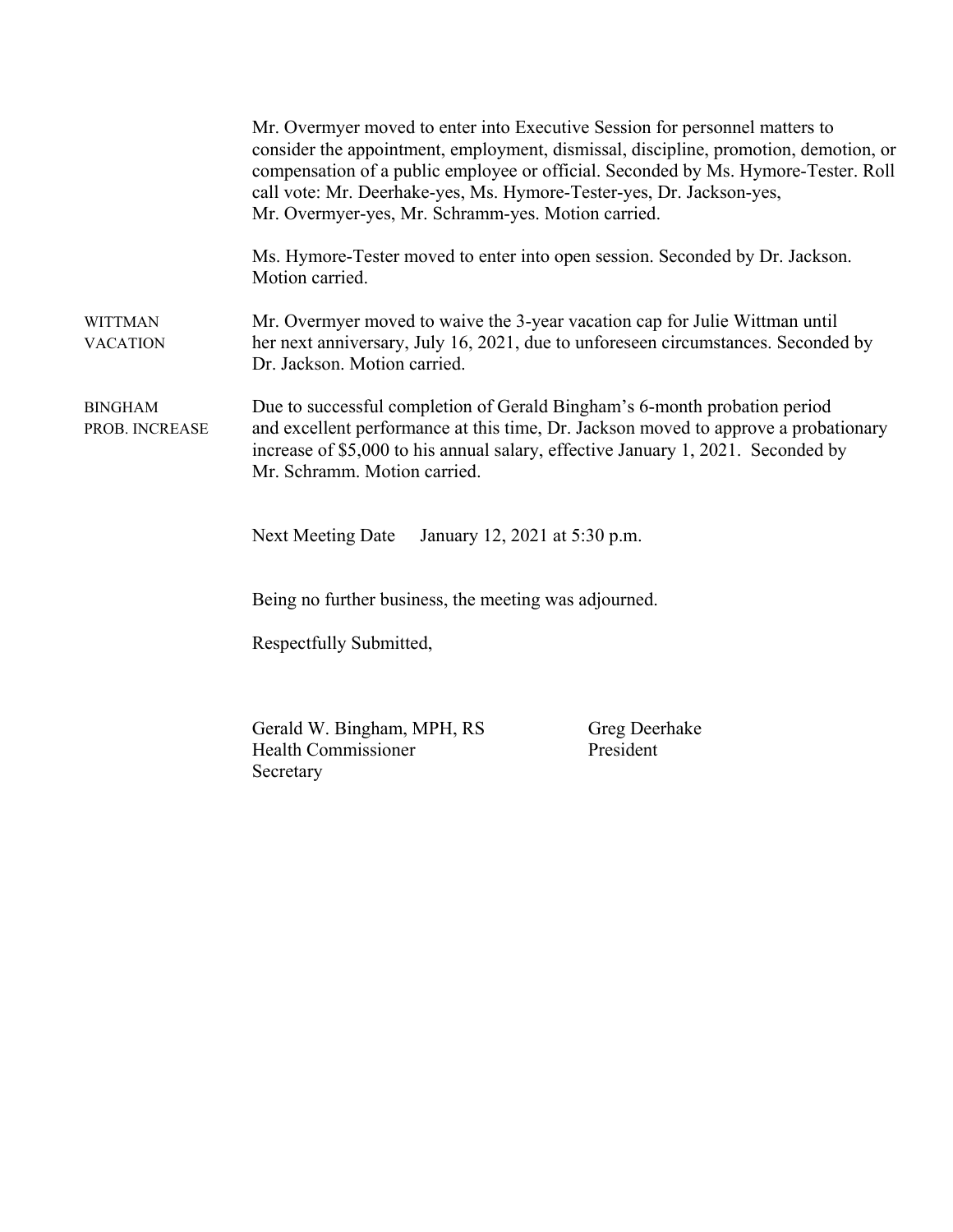Mr. Overmyer moved to enter into Executive Session for personnel matters to consider the appointment, employment, dismissal, discipline, promotion, demotion, or compensation of a public employee or official. Seconded by Ms. Hymore-Tester. Roll call vote: Mr. Deerhake-yes, Ms. Hymore-Tester-yes, Dr. Jackson-yes, Mr. Overmyer-yes, Mr. Schramm-yes. Motion carried.

Ms. Hymore-Tester moved to enter into open session. Seconded by Dr. Jackson. Motion carried.

**WITTMAN VACATION**

Mr. Overmyer moved to waive the 3-year vacation cap for Julie Wittman until her next anniversary, July 16, 2021, due to unforeseen circumstances. Seconded by Dr. Jackson. Motion carried.

**BINGHAM PROB. INCREASE**

Due to successful completion of Gerald Bingham's 6-month probation period and excellent performance at this time, Dr. Jackson moved to approve a probationary increase of $5,000 to his annual salary, effective January 1, 2021. Seconded by Mr. Schramm. Motion carried.

Next Meeting Date January 12, 2021 at 5:30 p.m.

Being no further business, the meeting was adjourned.

Respectfully Submitted,

| | |
|---|---|
| Gerald W. Bingham, MPH, RS | Greg Deerhake |
| Health Commissioner | President |
| Secretary | |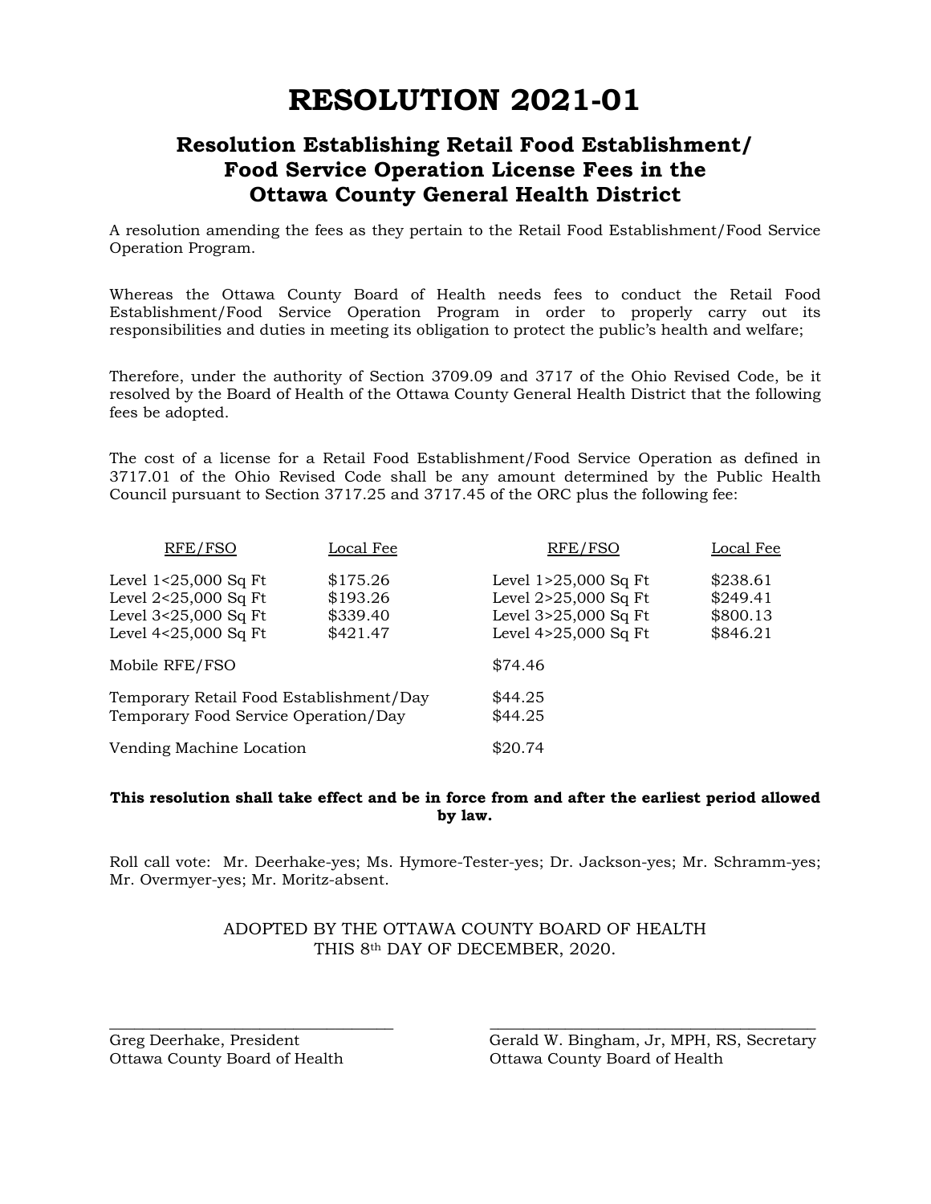# RESOLUTION 2021-01

## Resolution Establishing Retail Food Establishment/ Food Service Operation License Fees in the Ottawa County General Health District

A resolution amending the fees as they pertain to the Retail Food Establishment/Food Service Operation Program.

Whereas the Ottawa County Board of Health needs fees to conduct the Retail Food Establishment/Food Service Operation Program in order to properly carry out its responsibilities and duties in meeting its obligation to protect the public's health and welfare;

Therefore, under the authority of Section 3709.09 and 3717 of the Ohio Revised Code, be it resolved by the Board of Health of the Ottawa County General Health District that the following fees be adopted.

The cost of a license for a Retail Food Establishment/Food Service Operation as defined in 3717.01 of the Ohio Revised Code shall be any amount determined by the Public Health Council pursuant to Section 3717.25 and 3717.45 of the ORC plus the following fee:

| RFE/FSO | Local Fee | RFE/FSO | Local Fee |
|---|---|---|---|
| Level 1<25,000 Sq Ft | $175.26 | Level 1>25,000 Sq Ft | $238.61 |
| Level 2<25,000 Sq Ft | $193.26 | Level 2>25,000 Sq Ft | $249.41 |
| Level 3<25,000 Sq Ft | $339.40 | Level 3>25,000 Sq Ft | $800.13 |
| Level 4<25,000 Sq Ft | $421.47 | Level 4>25,000 Sq Ft | $846.21 |

| | |
|---|---|
| Mobile RFE/FSO | $74.46 |
| Temporary Retail Food Establishment/Day | $44.25 |
| Temporary Food Service Operation/Day | $44.25 |
| Vending Machine Location | $20.74 |

**This resolution shall take effect and be in force from and after the earliest period allowed by law.**

Roll call vote: Mr. Deerhake-yes; Ms. Hymore-Tester-yes; Dr. Jackson-yes; Mr. Schramm-yes; Mr. Overmyer-yes; Mr. Moritz-absent.

ADOPTED BY THE OTTAWA COUNTY BOARD OF HEALTH
THIS 8th DAY OF DECEMBER, 2020.

\_\_\_\_\_\_\_\_\_\_\_\_\_\_\_\_\_\_\_\_\_\_\_\_\_\_\_\_\_\_\_\_\_\_\_\_
Greg Deerhake, President
Ottawa County Board of Health

\_\_\_\_\_\_\_\_\_\_\_\_\_\_\_\_\_\_\_\_\_\_\_\_\_\_\_\_\_\_\_\_\_\_\_\_
Gerald W. Bingham, Jr, MPH, RS, Secretary
Ottawa County Board of Health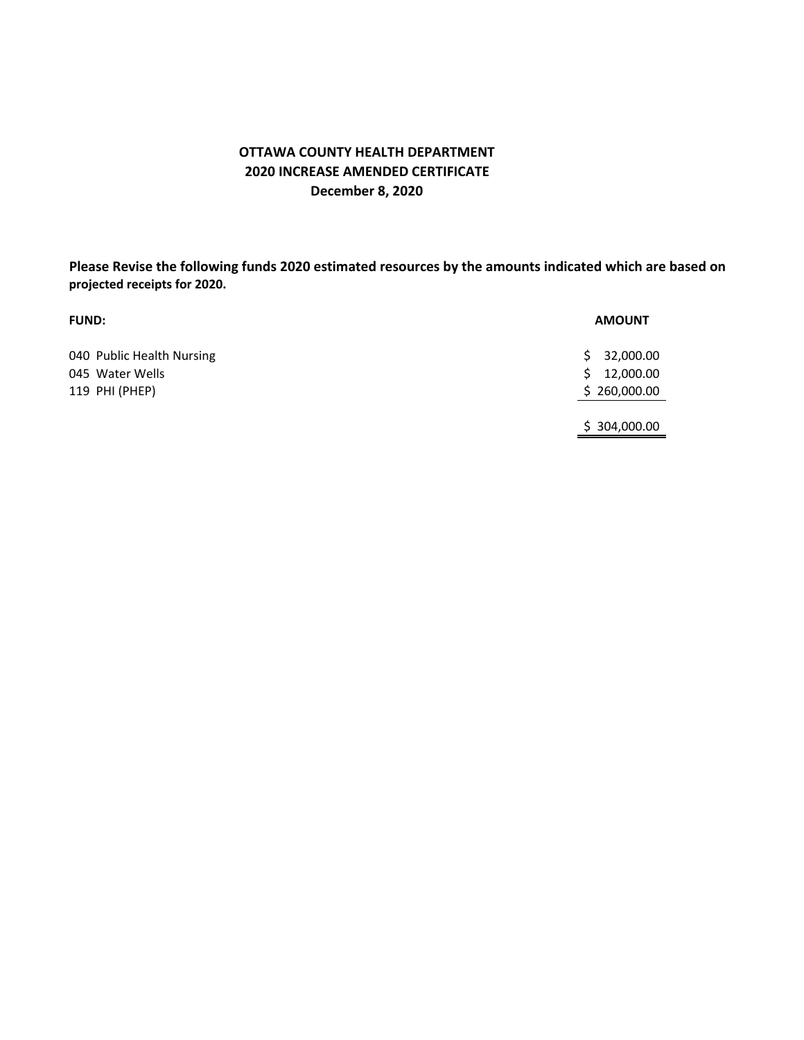**OTTAWA COUNTY HEALTH DEPARTMENT**
**2020 INCREASE AMENDED CERTIFICATE**
**December 8, 2020**

**Please Revise the following funds 2020 estimated resources by the amounts indicated which are based on projected receipts for 2020.**

| FUND: | AMOUNT |
|---|---|
| 040 Public Health Nursing | $ 32,000.00 |
| 045 Water Wells | $ 12,000.00 |
| 119 PHI (PHEP) | $ 260,000.00 |
| | $ 304,000.00 |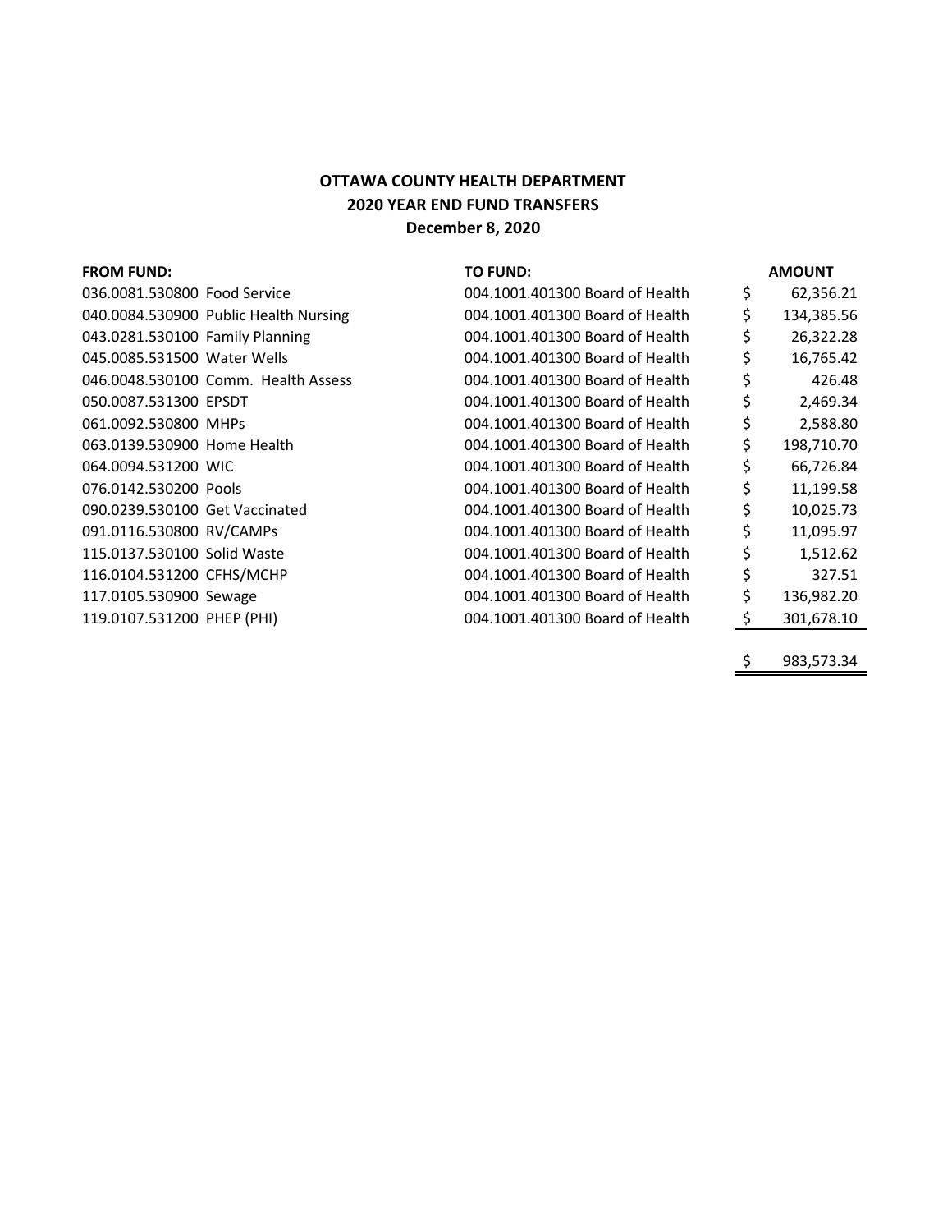**OTTAWA COUNTY HEALTH DEPARTMENT**
**2020 YEAR END FUND TRANSFERS**
**December 8, 2020**

| FROM FUND: | TO FUND: | AMOUNT |
|---|---|---|
| 036.0081.530800 Food Service | 004.1001.401300 Board of Health | $ 62,356.21 |
| 040.0084.530900 Public Health Nursing | 004.1001.401300 Board of Health | $ 134,385.56 |
| 043.0281.530100 Family Planning | 004.1001.401300 Board of Health | $ 26,322.28 |
| 045.0085.531500 Water Wells | 004.1001.401300 Board of Health | $ 16,765.42 |
| 046.0048.530100 Comm. Health Assess | 004.1001.401300 Board of Health | $ 426.48 |
| 050.0087.531300 EPSDT | 004.1001.401300 Board of Health | $ 2,469.34 |
| 061.0092.530800 MHPs | 004.1001.401300 Board of Health | $ 2,588.80 |
| 063.0139.530900 Home Health | 004.1001.401300 Board of Health | $ 198,710.70 |
| 064.0094.531200 WIC | 004.1001.401300 Board of Health | $ 66,726.84 |
| 076.0142.530200 Pools | 004.1001.401300 Board of Health | $ 11,199.58 |
| 090.0239.530100 Get Vaccinated | 004.1001.401300 Board of Health | $ 10,025.73 |
| 091.0116.530800 RV/CAMPs | 004.1001.401300 Board of Health | $ 11,095.97 |
| 115.0137.530100 Solid Waste | 004.1001.401300 Board of Health | $ 1,512.62 |
| 116.0104.531200 CFHS/MCHP | 004.1001.401300 Board of Health | $ 327.51 |
| 117.0105.530900 Sewage | 004.1001.401300 Board of Health | $ 136,982.20 |
| 119.0107.531200 PHEP (PHI) | 004.1001.401300 Board of Health | $ 301,678.10 |
| | | $ 983,573.34 |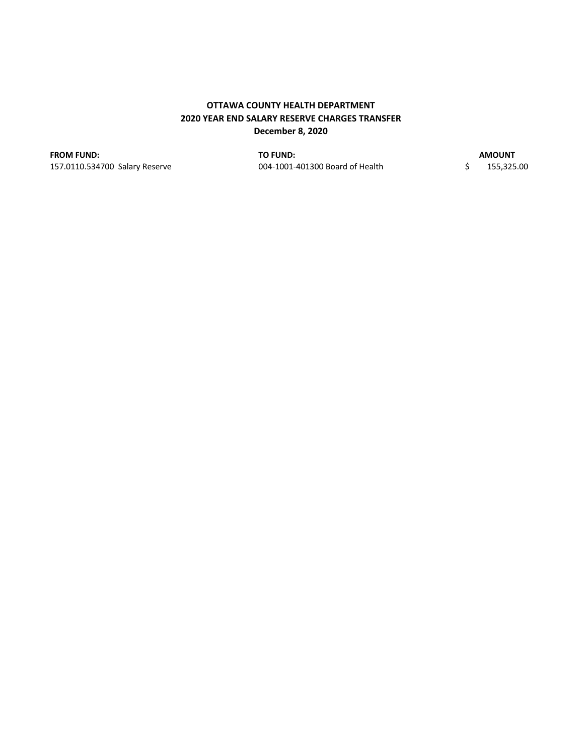**OTTAWA COUNTY HEALTH DEPARTMENT**
**2020 YEAR END SALARY RESERVE CHARGES TRANSFER**
**December 8, 2020**

| **FROM FUND:** | **TO FUND:** | **AMOUNT** |
|---|---|---|
| 157.0110.534700 Salary Reserve | 004-1001-401300 Board of Health | $ 155,325.00 |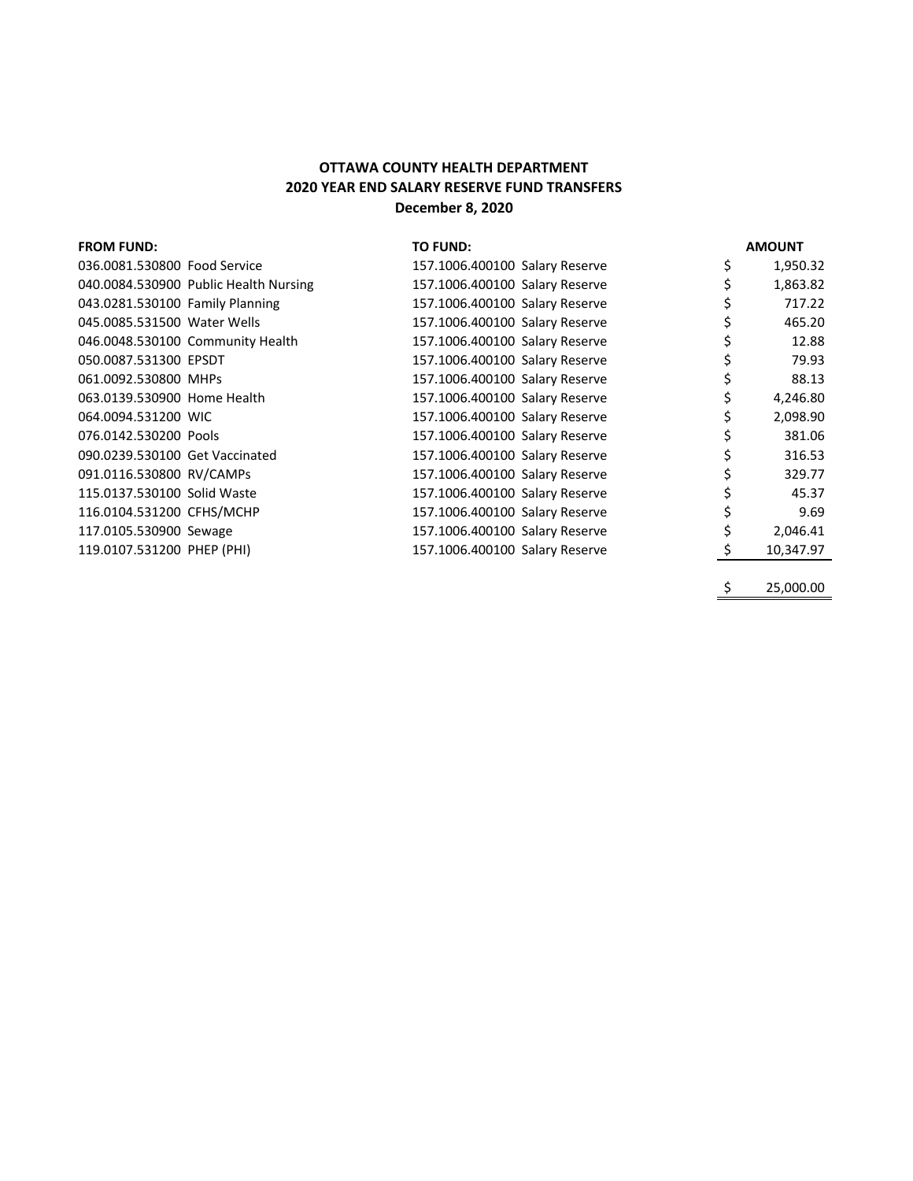**OTTAWA COUNTY HEALTH DEPARTMENT**
**2020 YEAR END SALARY RESERVE FUND TRANSFERS**
**December 8, 2020**

| FROM FUND: | TO FUND: | AMOUNT |
|---|---|---|
| 036.0081.530800 Food Service | 157.1006.400100 Salary Reserve | $ 1,950.32 |
| 040.0084.530900 Public Health Nursing | 157.1006.400100 Salary Reserve | $ 1,863.82 |
| 043.0281.530100 Family Planning | 157.1006.400100 Salary Reserve | $ 717.22 |
| 045.0085.531500 Water Wells | 157.1006.400100 Salary Reserve | $ 465.20 |
| 046.0048.530100 Community Health | 157.1006.400100 Salary Reserve | $ 12.88 |
| 050.0087.531300 EPSDT | 157.1006.400100 Salary Reserve | $ 79.93 |
| 061.0092.530800 MHPs | 157.1006.400100 Salary Reserve | $ 88.13 |
| 063.0139.530900 Home Health | 157.1006.400100 Salary Reserve | $ 4,246.80 |
| 064.0094.531200 WIC | 157.1006.400100 Salary Reserve | $ 2,098.90 |
| 076.0142.530200 Pools | 157.1006.400100 Salary Reserve | $ 381.06 |
| 090.0239.530100 Get Vaccinated | 157.1006.400100 Salary Reserve | $ 316.53 |
| 091.0116.530800 RV/CAMPs | 157.1006.400100 Salary Reserve | $ 329.77 |
| 115.0137.530100 Solid Waste | 157.1006.400100 Salary Reserve | $ 45.37 |
| 116.0104.531200 CFHS/MCHP | 157.1006.400100 Salary Reserve | $ 9.69 |
| 117.0105.530900 Sewage | 157.1006.400100 Salary Reserve | $ 2,046.41 |
| 119.0107.531200 PHEP (PHI) | 157.1006.400100 Salary Reserve | $ 10,347.97 |
| | | $ 25,000.00 |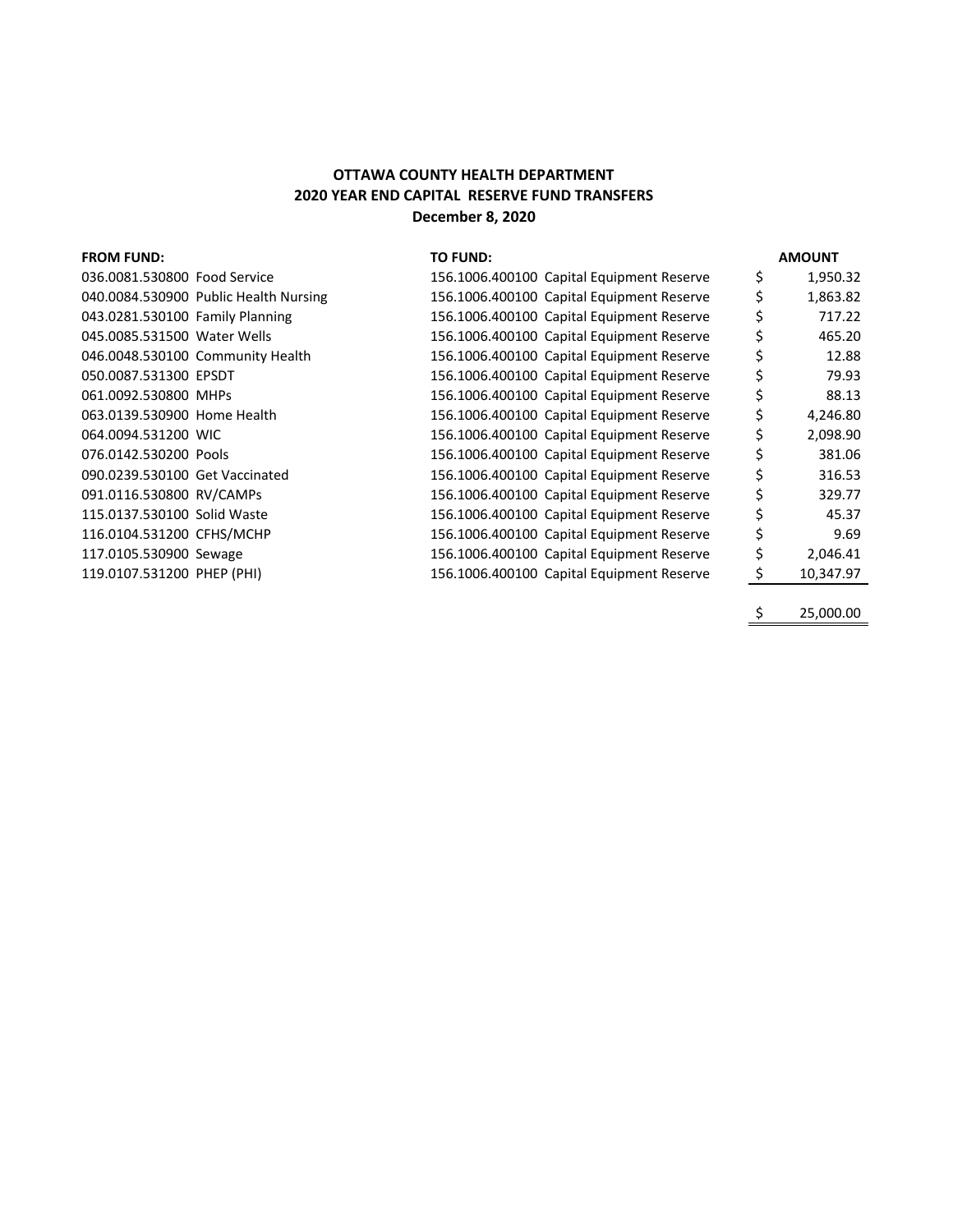**OTTAWA COUNTY HEALTH DEPARTMENT**
**2020 YEAR END CAPITAL RESERVE FUND TRANSFERS**
**December 8, 2020**

| FROM FUND: | | TO FUND: | | AMOUNT |
|---|---|---|---|---|
| 036.0081.530800 | Food Service | 156.1006.400100 | Capital Equipment Reserve | $ 1,950.32 |
| 040.0084.530900 | Public Health Nursing | 156.1006.400100 | Capital Equipment Reserve | $ 1,863.82 |
| 043.0281.530100 | Family Planning | 156.1006.400100 | Capital Equipment Reserve | $ 717.22 |
| 045.0085.531500 | Water Wells | 156.1006.400100 | Capital Equipment Reserve | $ 465.20 |
| 046.0048.530100 | Community Health | 156.1006.400100 | Capital Equipment Reserve | $ 12.88 |
| 050.0087.531300 | EPSDT | 156.1006.400100 | Capital Equipment Reserve | $ 79.93 |
| 061.0092.530800 | MHPs | 156.1006.400100 | Capital Equipment Reserve | $ 88.13 |
| 063.0139.530900 | Home Health | 156.1006.400100 | Capital Equipment Reserve | $ 4,246.80 |
| 064.0094.531200 | WIC | 156.1006.400100 | Capital Equipment Reserve | $ 2,098.90 |
| 076.0142.530200 | Pools | 156.1006.400100 | Capital Equipment Reserve | $ 381.06 |
| 090.0239.530100 | Get Vaccinated | 156.1006.400100 | Capital Equipment Reserve | $ 316.53 |
| 091.0116.530800 | RV/CAMPs | 156.1006.400100 | Capital Equipment Reserve | $ 329.77 |
| 115.0137.530100 | Solid Waste | 156.1006.400100 | Capital Equipment Reserve | $ 45.37 |
| 116.0104.531200 | CFHS/MCHP | 156.1006.400100 | Capital Equipment Reserve | $ 9.69 |
| 117.0105.530900 | Sewage | 156.1006.400100 | Capital Equipment Reserve | $ 2,046.41 |
| 119.0107.531200 | PHEP (PHI) | 156.1006.400100 | Capital Equipment Reserve | $ 10,347.97 |
| | | | | $ 25,000.00 |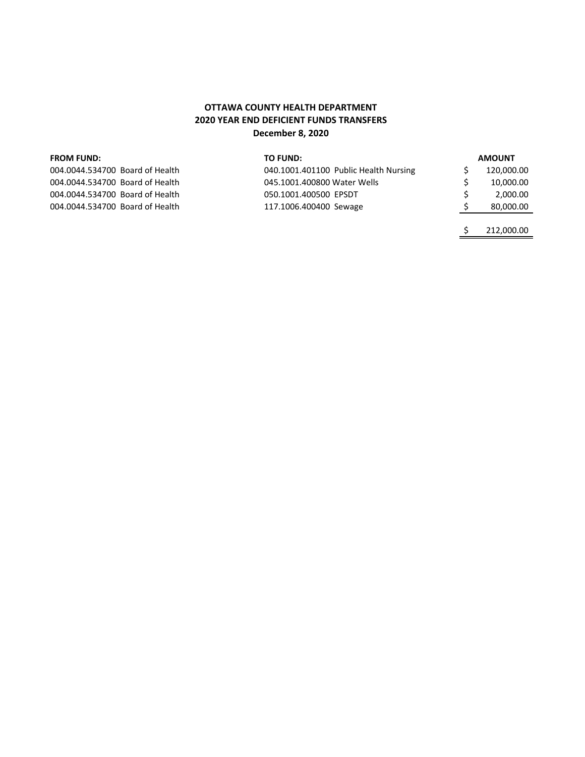**OTTAWA COUNTY HEALTH DEPARTMENT**
**2020 YEAR END DEFICIENT FUNDS TRANSFERS**
**December 8, 2020**

| FROM FUND: | TO FUND: | AMOUNT |
|---|---|---|
| 004.0044.534700 Board of Health | 040.1001.401100 Public Health Nursing | $ 120,000.00 |
| 004.0044.534700 Board of Health | 045.1001.400800 Water Wells | $ 10,000.00 |
| 004.0044.534700 Board of Health | 050.1001.400500 EPSDT | $ 2,000.00 |
| 004.0044.534700 Board of Health | 117.1006.400400 Sewage | $ 80,000.00 |
| | | $ 212,000.00 |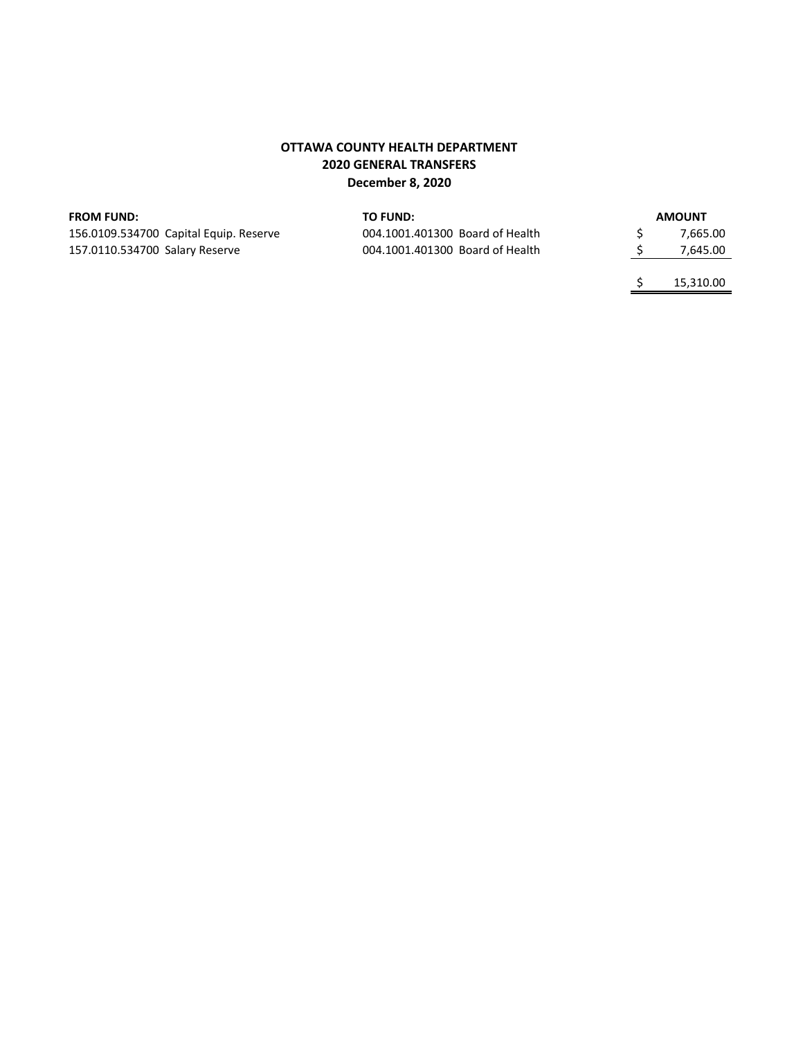**OTTAWA COUNTY HEALTH DEPARTMENT**
**2020 GENERAL TRANSFERS**
**December 8, 2020**

| FROM FUND: | TO FUND: | AMOUNT |
|---|---|---|
| 156.0109.534700 Capital Equip. Reserve | 004.1001.401300 Board of Health | $ 7,665.00 |
| 157.0110.534700 Salary Reserve | 004.1001.401300 Board of Health | $ 7,645.00 |
| | | $ 15,310.00 |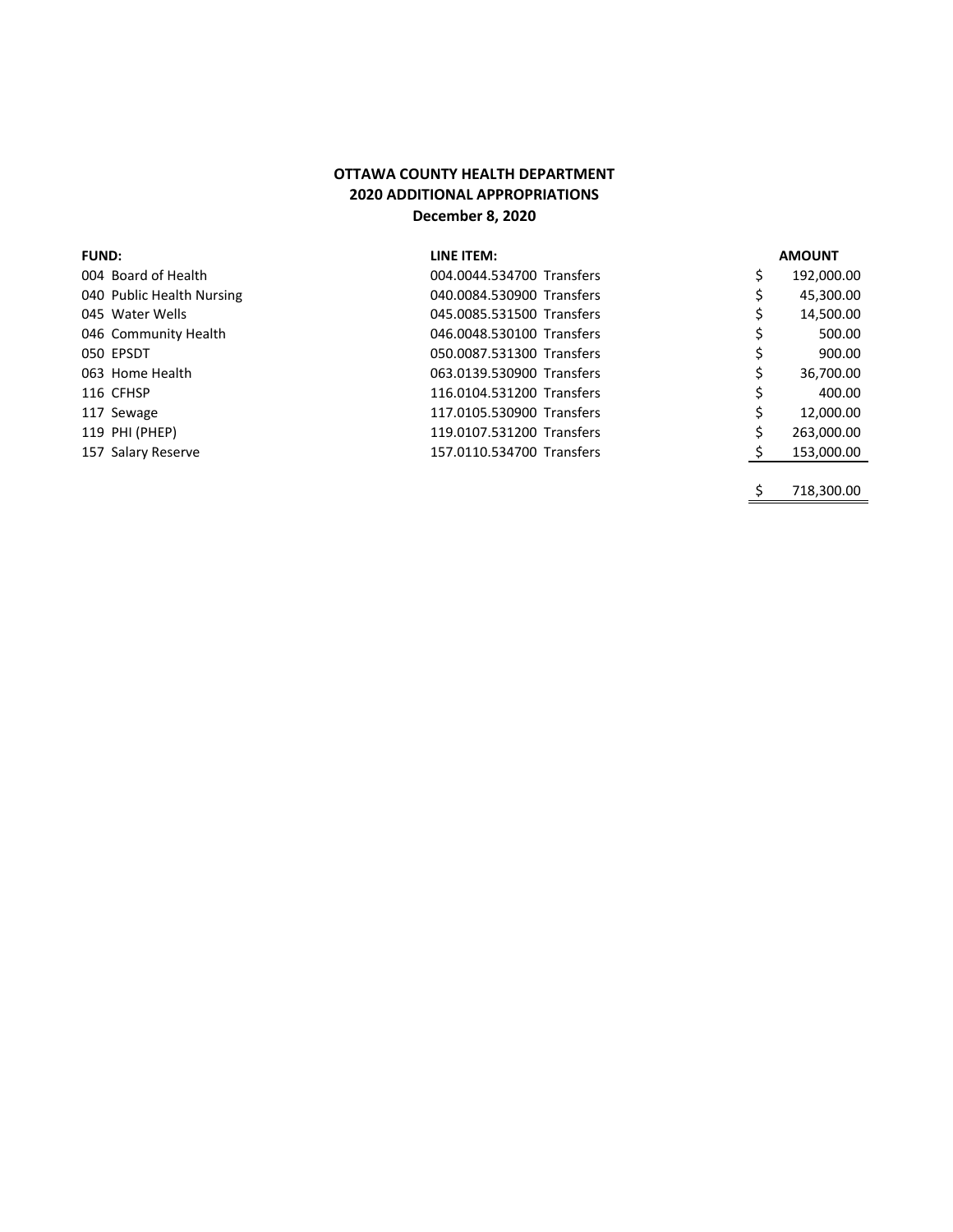**OTTAWA COUNTY HEALTH DEPARTMENT**
**2020 ADDITIONAL APPROPRIATIONS**
**December 8, 2020**

| FUND: | LINE ITEM: | AMOUNT |
|---|---|---|
| 004 Board of Health | 004.0044.534700 Transfers | $ 192,000.00 |
| 040 Public Health Nursing | 040.0084.530900 Transfers | $ 45,300.00 |
| 045 Water Wells | 045.0085.531500 Transfers | $ 14,500.00 |
| 046 Community Health | 046.0048.530100 Transfers | $ 500.00 |
| 050 EPSDT | 050.0087.531300 Transfers | $ 900.00 |
| 063 Home Health | 063.0139.530900 Transfers | $ 36,700.00 |
| 116 CFHSP | 116.0104.531200 Transfers | $ 400.00 |
| 117 Sewage | 117.0105.530900 Transfers | $ 12,000.00 |
| 119 PHI (PHEP) | 119.0107.531200 Transfers | $ 263,000.00 |
| 157 Salary Reserve | 157.0110.534700 Transfers | $ 153,000.00 |
| | | $ 718,300.00 |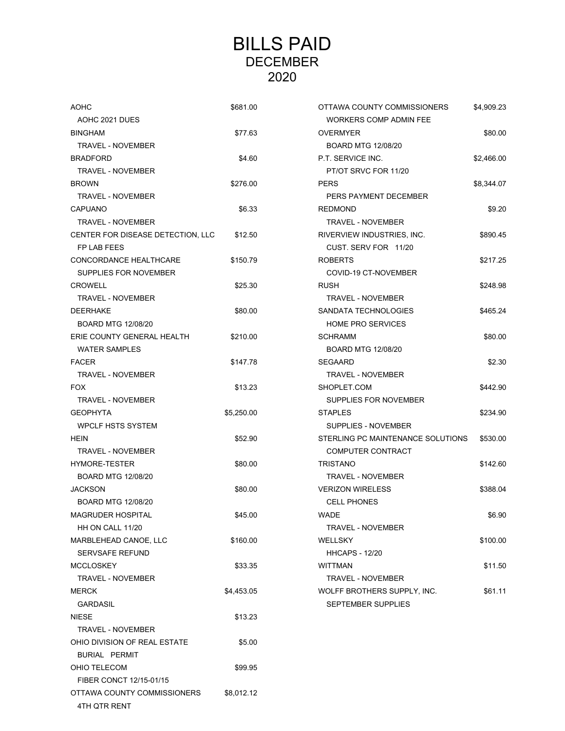# BILLS PAID
## DECEMBER
## 2020

| | |
|---|---|
| AOHC<br>AOHC 2021 DUES | $681.00 |
| BINGHAM<br>TRAVEL - NOVEMBER | $77.63 |
| BRADFORD<br>TRAVEL - NOVEMBER | $4.60 |
| BROWN<br>TRAVEL - NOVEMBER | $276.00 |
| CAPUANO<br>TRAVEL - NOVEMBER | $6.33 |
| CENTER FOR DISEASE DETECTION, LLC<br>FP LAB FEES | $12.50 |
| CONCORDANCE HEALTHCARE<br>SUPPLIES FOR NOVEMBER | $150.79 |
| CROWELL<br>TRAVEL - NOVEMBER | $25.30 |
| DEERHAKE<br>BOARD MTG 12/08/20 | $80.00 |
| ERIE COUNTY GENERAL HEALTH<br>WATER SAMPLES | $210.00 |
| FACER<br>TRAVEL - NOVEMBER | $147.78 |
| FOX<br>TRAVEL - NOVEMBER | $13.23 |
| GEOPHYTA<br>WPCLF HSTS SYSTEM | $5,250.00 |
| HEIN<br>TRAVEL - NOVEMBER | $52.90 |
| HYMORE-TESTER<br>BOARD MTG 12/08/20 | $80.00 |
| JACKSON<br>BOARD MTG 12/08/20 | $80.00 |
| MAGRUDER HOSPITAL<br>HH ON CALL 11/20 | $45.00 |
| MARBLEHEAD CANOE, LLC<br>SERVSAFE REFUND | $160.00 |
| MCCLOSKEY<br>TRAVEL - NOVEMBER | $33.35 |
| MERCK<br>GARDASIL | $4,453.05 |
| NIESE<br>TRAVEL - NOVEMBER | $13.23 |
| OHIO DIVISION OF REAL ESTATE<br>BURIAL PERMIT | $5.00 |
| OHIO TELECOM<br>FIBER CONCT 12/15-01/15 | $99.95 |
| OTTAWA COUNTY COMMISSIONERS<br>4TH QTR RENT | $8,012.12 |
| OTTAWA COUNTY COMMISSIONERS<br>WORKERS COMP ADMIN FEE | $4,909.23 |
| OVERMYER<br>BOARD MTG 12/08/20 | $80.00 |
| P.T. SERVICE INC.<br>PT/OT SRVC FOR 11/20 | $2,466.00 |
| PERS<br>PERS PAYMENT DECEMBER | $8,344.07 |
| REDMOND<br>TRAVEL - NOVEMBER | $9.20 |
| RIVERVIEW INDUSTRIES, INC.<br>CUST. SERV FOR 11/20 | $890.45 |
| ROBERTS<br>COVID-19 CT-NOVEMBER | $217.25 |
| RUSH<br>TRAVEL - NOVEMBER | $248.98 |
| SANDATA TECHNOLOGIES<br>HOME PRO SERVICES | $465.24 |
| SCHRAMM<br>BOARD MTG 12/08/20 | $80.00 |
| SEGAARD<br>TRAVEL - NOVEMBER | $2.30 |
| SHOPLET.COM<br>SUPPLIES FOR NOVEMBER | $442.90 |
| STAPLES<br>SUPPLIES - NOVEMBER | $234.90 |
| STERLING PC MAINTENANCE SOLUTIONS<br>COMPUTER CONTRACT | $530.00 |
| TRISTANO<br>TRAVEL - NOVEMBER | $142.60 |
| VERIZON WIRELESS<br>CELL PHONES | $388.04 |
| WADE<br>TRAVEL - NOVEMBER | $6.90 |
| WELLSKY<br>HHCAPS - 12/20 | $100.00 |
| WITTMAN<br>TRAVEL - NOVEMBER | $11.50 |
| WOLFF BROTHERS SUPPLY, INC.<br>SEPTEMBER SUPPLIES | $61.11 |